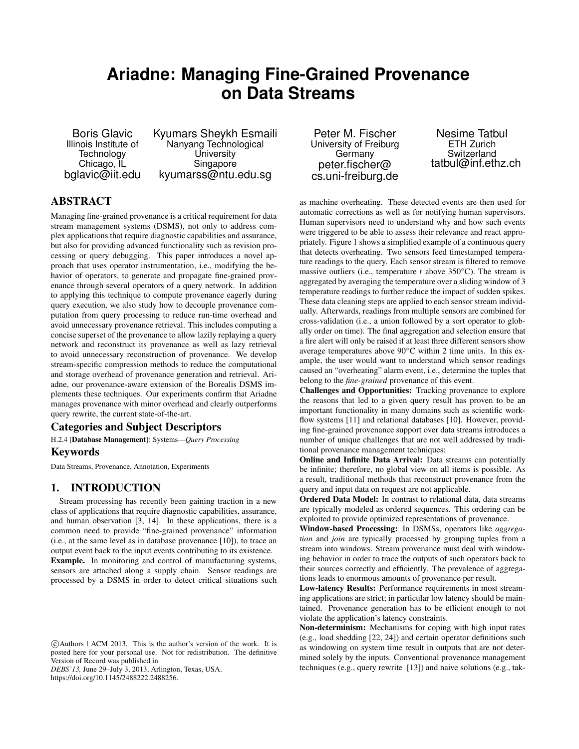# Ariadne: Managing Fine-Grained Provenance on Data Streams

Boris Glavic
Illinois Institute of Technology
Chicago, IL
bglavic@iit.edu

Kyumars Sheykh Esmaili
Nanyang Technological University
Singapore
kyumarss@ntu.edu.sg

Peter M. Fischer
University of Freiburg
Germany
peter.fischer@cs.uni-freiburg.de

Nesime Tatbul
ETH Zurich
Switzerland
tatbul@inf.ethz.ch

## ABSTRACT

Managing fine-grained provenance is a critical requirement for data stream management systems (DSMS), not only to address complex applications that require diagnostic capabilities and assurance, but also for providing advanced functionality such as revision processing or query debugging. This paper introduces a novel approach that uses operator instrumentation, i.e., modifying the behavior of operators, to generate and propagate fine-grained provenance through several operators of a query network. In addition to applying this technique to compute provenance eagerly during query execution, we also study how to decouple provenance computation from query processing to reduce run-time overhead and avoid unnecessary provenance retrieval. This includes computing a concise superset of the provenance to allow lazily replaying a query network and reconstruct its provenance as well as lazy retrieval to avoid unnecessary reconstruction of provenance. We develop stream-specific compression methods to reduce the computational and storage overhead of provenance generation and retrieval. Ariadne, our provenance-aware extension of the Borealis DSMS implements these techniques. Our experiments confirm that Ariadne manages provenance with minor overhead and clearly outperforms query rewrite, the current state-of-the-art.

### Categories and Subject Descriptors

H.2.4 [**Database Management**]: Systems—*Query Processing*

### Keywords

Data Streams, Provenance, Annotation, Experiments

## 1. INTRODUCTION

Stream processing has recently been gaining traction in a new class of applications that require diagnostic capabilities, assurance, and human observation [3, 14]. In these applications, there is a common need to provide "fine-grained provenance" information (i.e., at the same level as in database provenance [10]), to trace an output event back to the input events contributing to its existence.

**Example.** In monitoring and control of manufacturing systems, sensors are attached along a supply chain. Sensor readings are processed by a DSMS in order to detect critical situations such as machine overheating. These detected events are then used for automatic corrections as well as for notifying human supervisors. Human supervisors need to understand why and how such events were triggered to be able to assess their relevance and react appropriately. Figure 1 shows a simplified example of a continuous query that detects overheating. Two sensors feed timestamped temperature readings to the query. Each sensor stream is filtered to remove massive outliers (i.e., temperature $t$ above 350°C). The stream is aggregated by averaging the temperature over a sliding window of 3 temperature readings to further reduce the impact of sudden spikes. These data cleaning steps are applied to each sensor stream individually. Afterwards, readings from multiple sensors are combined for cross-validation (i.e., a union followed by a sort operator to globally order on time). The final aggregation and selection ensure that a fire alert will only be raised if at least three different sensors show average temperatures above 90°C within 2 time units. In this example, the user would want to understand which sensor readings caused an "overheating" alarm event, i.e., determine the tuples that belong to the *fine-grained* provenance of this event.

**Challenges and Opportunities:** Tracking provenance to explore the reasons that led to a given query result has proven to be an important functionality in many domains such as scientific workflow systems [11] and relational databases [10]. However, providing fine-grained provenance support over data streams introduces a number of unique challenges that are not well addressed by traditional provenance management techniques:

**Online and Infinite Data Arrival:** Data streams can potentially be infinite; therefore, no global view on all items is possible. As a result, traditional methods that reconstruct provenance from the query and input data on request are not applicable.

**Ordered Data Model:** In contrast to relational data, data streams are typically modeled as ordered sequences. This ordering can be exploited to provide optimized representations of provenance.

**Window-based Processing:** In DSMSs, operators like *aggregation* and *join* are typically processed by grouping tuples from a stream into windows. Stream provenance must deal with windowing behavior in order to trace the outputs of such operators back to their sources correctly and efficiently. The prevalence of aggregations leads to enormous amounts of provenance per result.

**Low-latency Results:** Performance requirements in most streaming applications are strict; in particular low latency should be maintained. Provenance generation has to be efficient enough to not violate the application's latency constraints.

**Non-determinism:** Mechanisms for coping with high input rates (e.g., load shedding [22, 24]) and certain operator definitions such as windowing on system time result in outputs that are not determined solely by the inputs. Conventional provenance management techniques (e.g., query rewrite [13]) and naive solutions (e.g., tak-

©Authors | ACM 2013. This is the author's version of the work. It is posted here for your personal use. Not for redistribution. The definitive Version of Record was published in
*DEBS'13,* June 29–July 3, 2013, Arlington, Texas, USA.
https://doi.org/10.1145/2488222.2488256.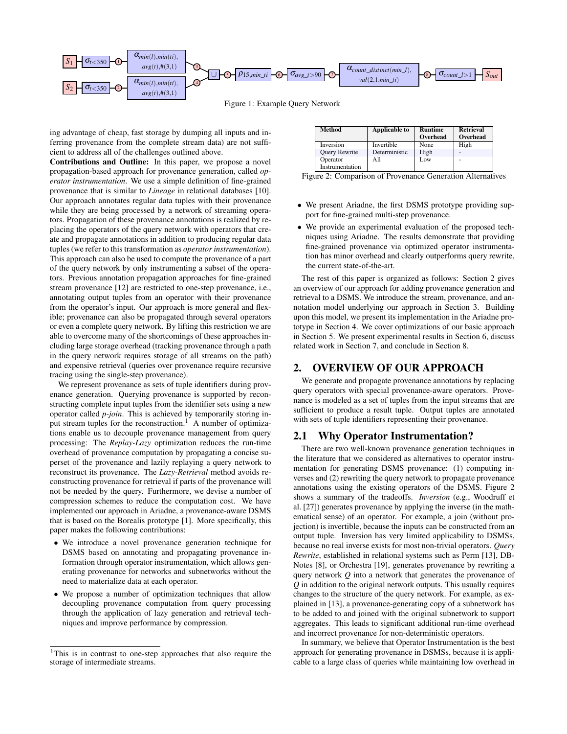Figure 1: Example Query Network

ing advantage of cheap, fast storage by dumping all inputs and inferring provenance from the complete stream data) are not sufficient to address all of the challenges outlined above.

**Contributions and Outline:** In this paper, we propose a novel propagation-based approach for provenance generation, called *operator instrumentation*. We use a simple definition of fine-grained provenance that is similar to *Lineage* in relational databases [10]. Our approach annotates regular data tuples with their provenance while they are being processed by a network of streaming operators. Propagation of these provenance annotations is realized by replacing the operators of the query network with operators that create and propagate annotations in addition to producing regular data tuples (we refer to this transformation as *operator instrumentation*). This approach can also be used to compute the provenance of a part of the query network by only instrumenting a subset of the operators. Previous annotation propagation approaches for fine-grained stream provenance [12] are restricted to one-step provenance, i.e., annotating output tuples from an operator with their provenance from the operator's input. Our approach is more general and flexible; provenance can also be propagated through several operators or even a complete query network. By lifting this restriction we are able to overcome many of the shortcomings of these approaches including large storage overhead (tracking provenance through a path in the query network requires storage of all streams on the path) and expensive retrieval (queries over provenance require recursive tracing using the single-step provenance).

We represent provenance as sets of tuple identifiers during provenance generation. Querying provenance is supported by reconstructing complete input tuples from the identifier sets using a new operator called *p-join*. This is achieved by temporarily storing input stream tuples for the reconstruction.[1] A number of optimizations enable us to decouple provenance management from query processing: The *Replay-Lazy* optimization reduces the run-time overhead of provenance computation by propagating a concise superset of the provenance and lazily replaying a query network to reconstruct its provenance. The *Lazy-Retrieval* method avoids reconstructing provenance for retrieval if parts of the provenance will not be needed by the query. Furthermore, we devise a number of compression schemes to reduce the computation cost. We have implemented our approach in Ariadne, a provenance-aware DSMS that is based on the Borealis prototype [1]. More specifically, this paper makes the following contributions:

- We introduce a novel provenance generation technique for DSMS based on annotating and propagating provenance information through operator instrumentation, which allows generating provenance for networks and subnetworks without the need to materialize data at each operator.
- We propose a number of optimization techniques that allow decoupling provenance computation from query processing through the application of lazy generation and retrieval techniques and improve performance by compression.

[1]This is in contrast to one-step approaches that also require the storage of intermediate streams.

| Method | Applicable to | Runtime Overhead | Retrieval Overhead |
|---|---|---|---|
| Inversion | Invertible | None | High |
| Query Rewrite | Deterministic | High | - |
| Operator Instrumentation | All | Low | - |

Figure 2: Comparison of Provenance Generation Alternatives

- We present Ariadne, the first DSMS prototype providing support for fine-grained multi-step provenance.
- We provide an experimental evaluation of the proposed techniques using Ariadne. The results demonstrate that providing fine-grained provenance via optimized operator instrumentation has minor overhead and clearly outperforms query rewrite, the current state-of-the-art.

The rest of this paper is organized as follows: Section 2 gives an overview of our approach for adding provenance generation and retrieval to a DSMS. We introduce the stream, provenance, and annotation model underlying our approach in Section 3. Building upon this model, we present its implementation in the Ariadne prototype in Section 4. We cover optimizations of our basic approach in Section 5. We present experimental results in Section 6, discuss related work in Section 7, and conclude in Section 8.

## 2. OVERVIEW OF OUR APPROACH

We generate and propagate provenance annotations by replacing query operators with special provenance-aware operators. Provenance is modeled as a set of tuples from the input streams that are sufficient to produce a result tuple. Output tuples are annotated with sets of tuple identifiers representing their provenance.

### 2.1 Why Operator Instrumentation?

There are two well-known provenance generation techniques in the literature that we considered as alternatives to operator instrumentation for generating DSMS provenance: (1) computing inverses and (2) rewriting the query network to propagate provenance annotations using the existing operators of the DSMS. Figure 2 shows a summary of the tradeoffs. *Inversion* (e.g., Woodruff et al. [27]) generates provenance by applying the inverse (in the mathematical sense) of an operator. For example, a join (without projection) is invertible, because the inputs can be constructed from an output tuple. Inversion has very limited applicability to DSMSs, because no real inverse exists for most non-trivial operators. *Query Rewrite*, established in relational systems such as Perm [13], DB-Notes [8], or Orchestra [19], generates provenance by rewriting a query network $Q$ into a network that generates the provenance of $Q$ in addition to the original network outputs. This usually requires changes to the structure of the query network. For example, as explained in [13], a provenance-generating copy of a subnetwork has to be added to and joined with the original subnetwork to support aggregates. This leads to significant additional run-time overhead and incorrect provenance for non-deterministic operators.

In summary, we believe that Operator Instrumentation is the best approach for generating provenance in DSMSs, because it is applicable to a large class of queries while maintaining low overhead in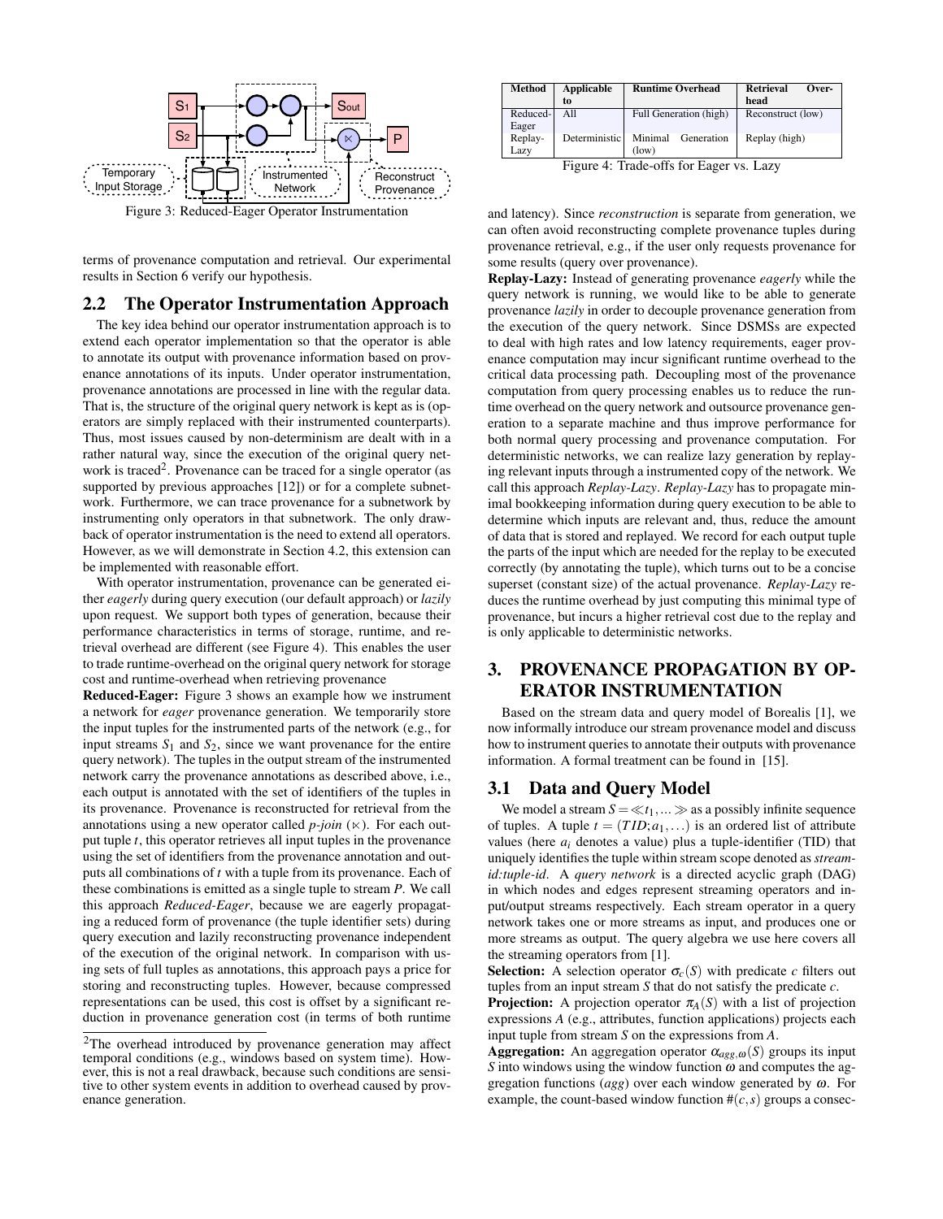Figure 3: Reduced-Eager Operator Instrumentation

terms of provenance computation and retrieval. Our experimental results in Section 6 verify our hypothesis.

## 2.2 The Operator Instrumentation Approach

The key idea behind our operator instrumentation approach is to extend each operator implementation so that the operator is able to annotate its output with provenance information based on provenance annotations of its inputs. Under operator instrumentation, provenance annotations are processed in line with the regular data. That is, the structure of the original query network is kept as is (operators are simply replaced with their instrumented counterparts). Thus, most issues caused by non-determinism are dealt with in a rather natural way, since the execution of the original query network is traced[2]. Provenance can be traced for a single operator (as supported by previous approaches [12]) or for a complete subnetwork. Furthermore, we can trace provenance for a subnetwork by instrumenting only operators in that subnetwork. The only drawback of operator instrumentation is the need to extend all operators. However, as we will demonstrate in Section 4.2, this extension can be implemented with reasonable effort.

With operator instrumentation, provenance can be generated either *eagerly* during query execution (our default approach) or *lazily* upon request. We support both types of generation, because their performance characteristics in terms of storage, runtime, and retrieval overhead are different (see Figure 4). This enables the user to trade runtime-overhead on the original query network for storage cost and runtime-overhead when retrieving provenance

**Reduced-Eager:** Figure 3 shows an example how we instrument a network for *eager* provenance generation. We temporarily store the input tuples for the instrumented parts of the network (e.g., for input streams $S_1$ and $S_2$, since we want provenance for the entire query network). The tuples in the output stream of the instrumented network carry the provenance annotations as described above, i.e., each output is annotated with the set of identifiers of the tuples in its provenance. Provenance is reconstructed for retrieval from the annotations using a new operator called *p-join* ($\ltimes$). For each output tuple $t$, this operator retrieves all input tuples in the provenance using the set of identifiers from the provenance annotation and outputs all combinations of $t$ with a tuple from its provenance. Each of these combinations is emitted as a single tuple to stream $P$. We call this approach *Reduced-Eager*, because we are eagerly propagating a reduced form of provenance (the tuple identifier sets) during query execution and lazily reconstructing provenance independent of the execution of the original network. In comparison with using sets of full tuples as annotations, this approach pays a price for storing and reconstructing tuples. However, because compressed representations can be used, this cost is offset by a significant reduction in provenance generation cost (in terms of both runtime and latency). Since *reconstruction* is separate from generation, we can often avoid reconstructing complete provenance tuples during provenance retrieval, e.g., if the user only requests provenance for some results (query over provenance).

| Method | Applicable to | Runtime Overhead | Retrieval Overhead |
|---|---|---|---|
| Reduced-Eager | All | Full Generation (high) | Reconstruct (low) |
| Replay-Lazy | Deterministic | Minimal Generation (low) | Replay (high) |

Figure 4: Trade-offs for Eager vs. Lazy

**Replay-Lazy:** Instead of generating provenance *eagerly* while the query network is running, we would like to be able to generate provenance *lazily* in order to decouple provenance generation from the execution of the query network. Since DSMSs are expected to deal with high rates and low latency requirements, eager provenance computation may incur significant runtime overhead to the critical data processing path. Decoupling most of the provenance computation from query processing enables us to reduce the runtime overhead on the query network and outsource provenance generation to a separate machine and thus improve performance for both normal query processing and provenance computation. For deterministic networks, we can realize lazy generation by replaying relevant inputs through a instrumented copy of the network. We call this approach *Replay-Lazy*. *Replay-Lazy* has to propagate minimal bookkeeping information during query execution to be able to determine which inputs are relevant and, thus, reduce the amount of data that is stored and replayed. We record for each output tuple the parts of the input which are needed for the replay to be executed correctly (by annotating the tuple), which turns out to be a concise superset (constant size) of the actual provenance. *Replay-Lazy* reduces the runtime overhead by just computing this minimal type of provenance, but incurs a higher retrieval cost due to the replay and is only applicable to deterministic networks.

# 3. PROVENANCE PROPAGATION BY OPERATOR INSTRUMENTATION

Based on the stream data and query model of Borealis [1], we now informally introduce our stream provenance model and discuss how to instrument queries to annotate their outputs with provenance information. A formal treatment can be found in [15].

## 3.1 Data and Query Model

We model a stream $S = \ll t_1, \ldots \gg$ as a possibly infinite sequence of tuples. A tuple $t = (TID; a_1, \ldots)$ is an ordered list of attribute values (here $a_i$ denotes a value) plus a tuple-identifier (TID) that uniquely identifies the tuple within stream scope denoted as *stream-id:tuple-id*. A *query network* is a directed acyclic graph (DAG) in which nodes and edges represent streaming operators and input/output streams respectively. Each stream operator in a query network takes one or more streams as input, and produces one or more streams as output. The query algebra we use here covers all the streaming operators from [1].

**Selection:** A selection operator $\sigma_c(S)$ with predicate $c$ filters out tuples from an input stream $S$ that do not satisfy the predicate $c$.

**Projection:** A projection operator $\pi_A(S)$ with a list of projection expressions $A$ (e.g., attributes, function applications) projects each input tuple from stream $S$ on the expressions from $A$.

**Aggregation:** An aggregation operator $\alpha_{agg,\omega}(S)$ groups its input $S$ into windows using the window function $\omega$ and computes the aggregation functions ($agg$) over each window generated by $\omega$. For example, the count-based window function $\#(c,s)$ groups a consec-

[2] The overhead introduced by provenance generation may affect temporal conditions (e.g., windows based on system time). However, this is not a real drawback, because such conditions are sensitive to other system events in addition to overhead caused by provenance generation.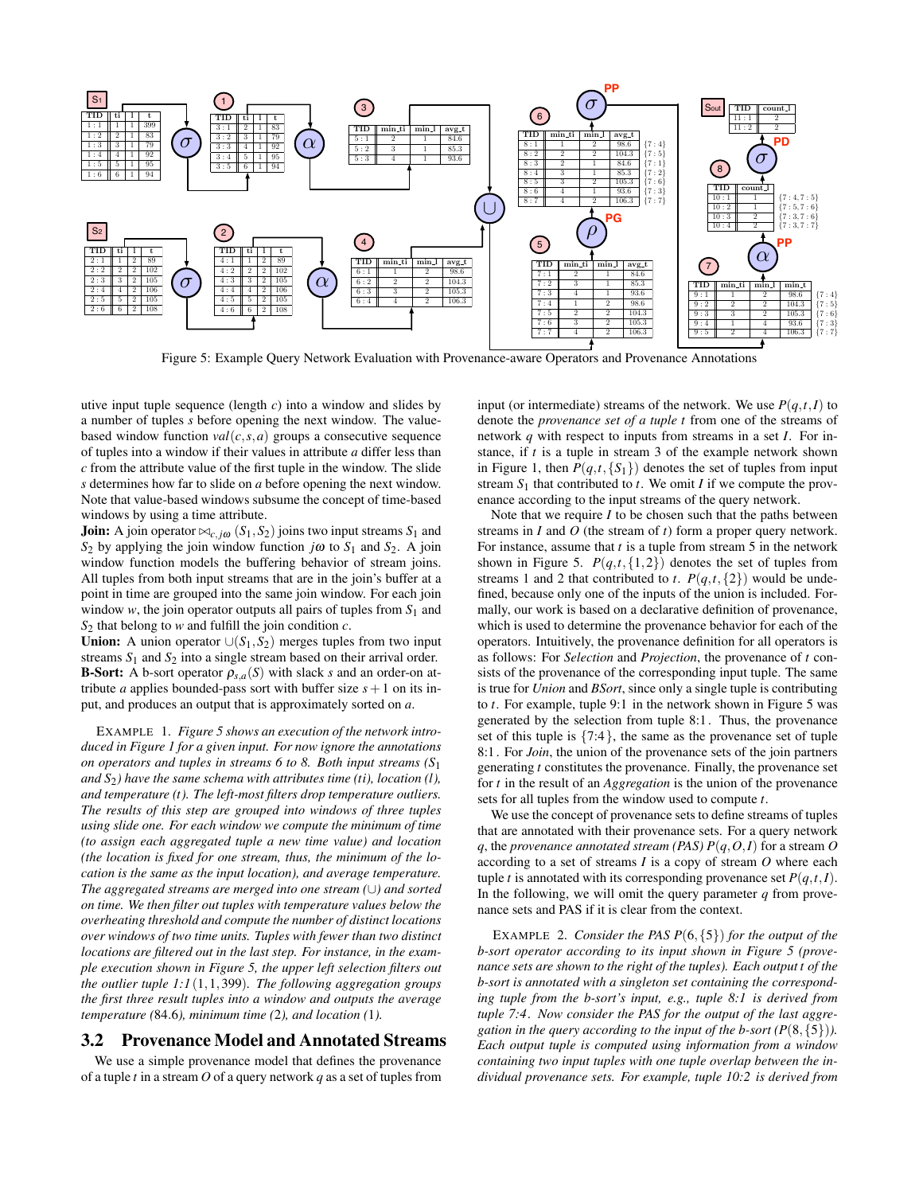Figure 5: Example Query Network Evaluation with Provenance-aware Operators and Provenance Annotations

utive input tuple sequence (length $c$) into a window and slides by a number of tuples $s$ before opening the next window. The value-based window function $val(c,s,a)$ groups a consecutive sequence of tuples into a window if their values in attribute $a$ differ less than $c$ from the attribute value of the first tuple in the window. The slide $s$ determines how far to slide on $a$ before opening the next window. Note that value-based windows subsume the concept of time-based windows by using a time attribute.

**Join:** A join operator $\bowtie_{c,j\omega}(S_1,S_2)$ joins two input streams $S_1$ and $S_2$ by applying the join window function $j\omega$ to $S_1$ and $S_2$. A join window function models the buffering behavior of stream joins. All tuples from both input streams that are in the join's buffer at a point in time are grouped into the same join window. For each join window $w$, the join operator outputs all pairs of tuples from $S_1$ and $S_2$ that belong to $w$ and fulfill the join condition $c$.

**Union:** A union operator $\cup(S_1,S_2)$ merges tuples from two input streams $S_1$ and $S_2$ into a single stream based on their arrival order.

**B-Sort:** A b-sort operator $\rho_{s,a}(S)$ with slack $s$ and an order-on attribute $a$ applies bounded-pass sort with buffer size $s+1$ on its input, and produces an output that is approximately sorted on $a$.

EXAMPLE 1. *Figure 5 shows an execution of the network introduced in Figure 1 for a given input. For now ignore the annotations on operators and tuples in streams 6 to 8. Both input streams ($S_1$ and $S_2$) have the same schema with attributes time (ti), location (l), and temperature (t). The left-most filters drop temperature outliers. The results of this step are grouped into windows of three tuples using slide one. For each window we compute the minimum of time (to assign each aggregated tuple a new time value) and location (the location is fixed for one stream, thus, the minimum of the location is the same as the input location), and average temperature. The aggregated streams are merged into one stream ($\cup$) and sorted on time. We then filter out tuples with temperature values below the overheating threshold and compute the number of distinct locations over windows of two time units. Tuples with fewer than two distinct locations are filtered out in the last step. For instance, in the example execution shown in Figure 5, the upper left selection filters out the outlier tuple 1:1 (1,1,399). The following aggregation groups the first three result tuples into a window and outputs the average temperature (84.6), minimum time (2), and location (1).*

## 3.2 Provenance Model and Annotated Streams

We use a simple provenance model that defines the provenance of a tuple $t$ in a stream $O$ of a query network $q$ as a set of tuples from input (or intermediate) streams of the network. We use $P(q,t,I)$ to denote the *provenance set of a tuple* $t$ from one of the streams of network $q$ with respect to inputs from streams in a set $I$. For instance, if $t$ is a tuple in stream 3 of the example network shown in Figure 1, then $P(q,t,\{S_1\})$ denotes the set of tuples from input stream $S_1$ that contributed to $t$. We omit $I$ if we compute the provenance according to the input streams of the query network.

Note that we require $I$ to be chosen such that the paths between streams in $I$ and $O$ (the stream of $t$) form a proper query network. For instance, assume that $t$ is a tuple from stream 5 in the network shown in Figure 5. $P(q,t,\{1,2\})$ denotes the set of tuples from streams 1 and 2 that contributed to $t$. $P(q,t,\{2\})$ would be undefined, because only one of the inputs of the union is included. Formally, our work is based on a declarative definition of provenance, which is used to determine the provenance behavior for each of the operators. Intuitively, the provenance definition for all operators is as follows: For *Selection* and *Projection*, the provenance of $t$ consists of the provenance of the corresponding input tuple. The same is true for *Union* and *BSort*, since only a single tuple is contributing to $t$. For example, tuple 9:1 in the network shown in Figure 5 was generated by the selection from tuple 8:1. Thus, the provenance set of this tuple is {7:4}, the same as the provenance set of tuple 8:1. For *Join*, the union of the provenance sets of the join partners generating $t$ constitutes the provenance. Finally, the provenance set for $t$ in the result of an *Aggregation* is the union of the provenance sets for all tuples from the window used to compute $t$.

We use the concept of provenance sets to define streams of tuples that are annotated with their provenance sets. For a query network $q$, the *provenance annotated stream (PAS)* $P(q,O,I)$ for a stream $O$ according to a set of streams $I$ is a copy of stream $O$ where each tuple $t$ is annotated with its corresponding provenance set $P(q,t,I)$. In the following, we will omit the query parameter $q$ from provenance sets and PAS if it is clear from the context.

EXAMPLE 2. *Consider the PAS $P(6,\{5\})$ for the output of the b-sort operator according to its input shown in Figure 5 (provenance sets are shown to the right of the tuples). Each output tuple $t$ of the b-sort is annotated with a singleton set containing the corresponding tuple from the b-sort's input, e.g., tuple 8:1 is derived from tuple 7:4. Now consider the PAS for the output of the last aggregation in the query according to the input of the b-sort ($P(8,\{5\})$). Each output tuple is computed using information from a window containing two input tuples with one tuple overlap between the individual provenance sets. For example, tuple 10:2 is derived from*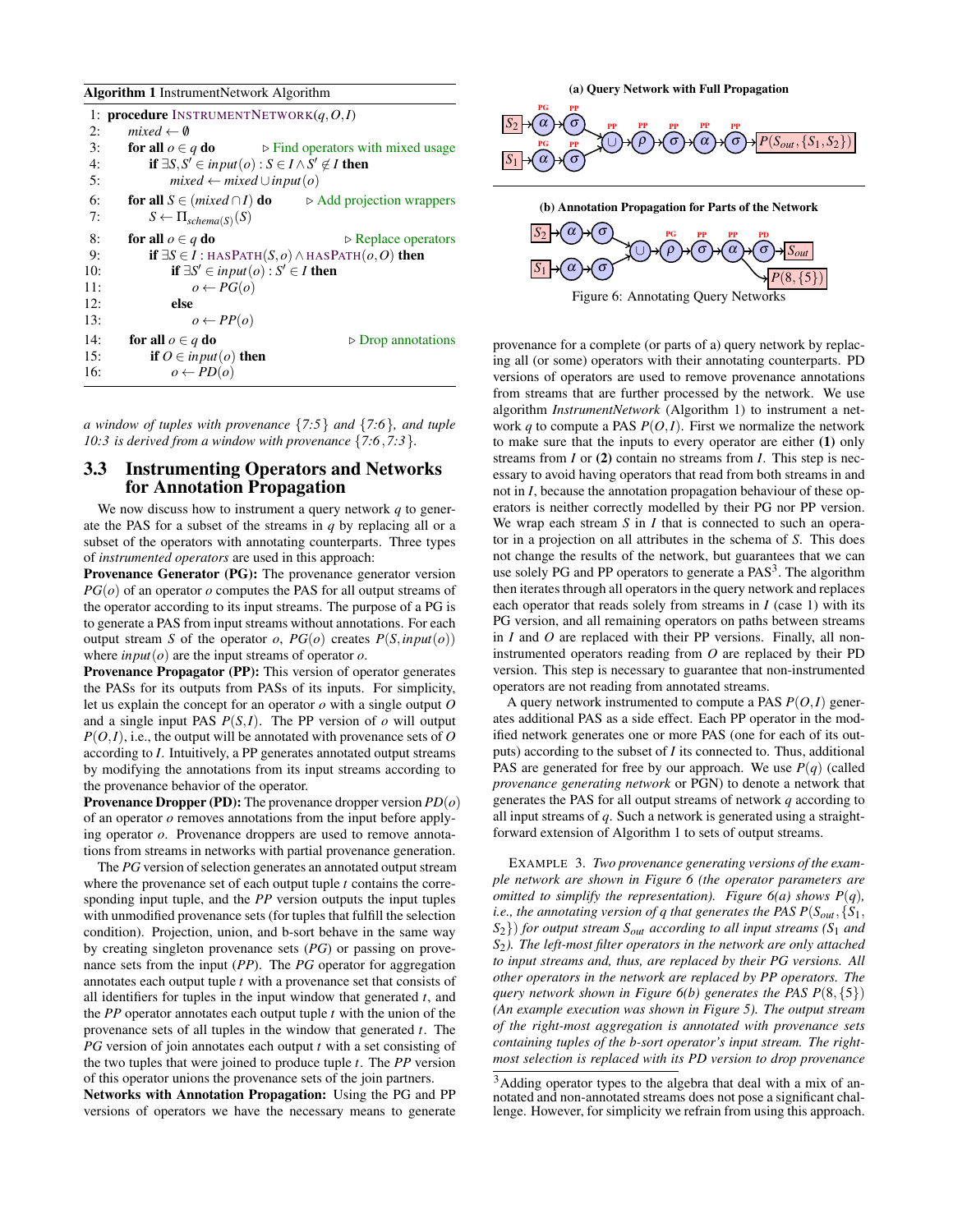**Algorithm 1** InstrumentNetwork Algorithm

```
1:  procedure INSTRUMENTNETWORK(q, O, I)
2:      mixed ← ∅
3:      for all o ∈ q do                          ▷ Find operators with mixed usage
4:          if ∃S, S' ∈ input(o) : S ∈ I ∧ S' ∉ I then
5:              mixed ← mixed ∪ input(o)
6:      for all S ∈ (mixed ∩ I) do                ▷ Add projection wrappers
7:          S ← Π_schema(S)(S)
8:      for all o ∈ q do                          ▷ Replace operators
9:          if ∃S ∈ I : HASPATH(S, o) ∧ HASPATH(o, O) then
10:             if ∃S' ∈ input(o) : S' ∈ I then
11:                 o ← PG(o)
12:             else
13:                 o ← PP(o)
14:     for all o ∈ q do                          ▷ Drop annotations
15:         if O ∈ input(o) then
16:             o ← PD(o)
```

*a window of tuples with provenance {7:5} and {7:6}, and tuple 10:3 is derived from a window with provenance {7:6, 7:3}.*

## 3.3 Instrumenting Operators and Networks for Annotation Propagation

We now discuss how to instrument a query network $q$ to generate the PAS for a subset of the streams in $q$ by replacing all or a subset of the operators with annotating counterparts. Three types of *instrumented operators* are used in this approach:

**Provenance Generator (PG):** The provenance generator version $PG(o)$ of an operator $o$ computes the PAS for all output streams of the operator according to its input streams. The purpose of a PG is to generate a PAS from input streams without annotations. For each output stream $S$ of the operator $o$, $PG(o)$ creates $P(S, input(o))$ where $input(o)$ are the input streams of operator $o$.

**Provenance Propagator (PP):** This version of operator generates the PASs for its outputs from PASs of its inputs. For simplicity, let us explain the concept for an operator $o$ with a single output $O$ and a single input PAS $P(S,I)$. The PP version of $o$ will output $P(O,I)$, i.e., the output will be annotated with provenance sets of $O$ according to $I$. Intuitively, a PP generates annotated output streams by modifying the annotations from its input streams according to the provenance behavior of the operator.

**Provenance Dropper (PD):** The provenance dropper version $PD(o)$ of an operator $o$ removes annotations from the input before applying operator $o$. Provenance droppers are used to remove annotations from streams in networks with partial provenance generation.

The *PG* version of selection generates an annotated output stream where the provenance set of each output tuple $t$ contains the corresponding input tuple, and the *PP* version outputs the input tuples with unmodified provenance sets (for tuples that fulfill the selection condition). Projection, union, and b-sort behave in the same way by creating singleton provenance sets (*PG*) or passing on provenance sets from the input (*PP*). The *PG* operator for aggregation annotates each output tuple $t$ with a provenance set that consists of all identifiers for tuples in the input window that generated $t$, and the *PP* operator annotates each output tuple $t$ with the union of the provenance sets of all tuples in the window that generated $t$. The *PG* version of join annotates each output $t$ with a set consisting of the two tuples that were joined to produce tuple $t$. The *PP* version of this operator unions the provenance sets of the join partners.

**Networks with Annotation Propagation:** Using the PG and PP versions of operators we have the necessary means to generate provenance for a complete (or parts of a) query network by replacing all (or some) operators with their annotating counterparts. PD versions of operators are used to remove provenance annotations from streams that are further processed by the network. We use algorithm *InstrumentNetwork* (Algorithm 1) to instrument a network $q$ to compute a PAS $P(O,I)$. First we normalize the network to make sure that the inputs to every operator are either **(1)** only streams from $I$ or **(2)** contain no streams from $I$. This step is necessary to avoid having operators that read from both streams in and not in $I$, because the annotation propagation behaviour of these operators is neither correctly modelled by their PG nor PP version. We wrap each stream $S$ in $I$ that is connected to such an operator in a projection on all attributes in the schema of $S$. This does not change the results of the network, but guarantees that we can use solely PG and PP operators to generate a PAS[3]. The algorithm then iterates through all operators in the query network and replaces each operator that reads solely from streams in $I$ (case 1) with its PG version, and all remaining operators on paths between streams in $I$ and $O$ are replaced with their PP versions. Finally, all non-instrumented operators reading from $O$ are replaced by their PD version. This step is necessary to guarantee that non-instrumented operators are not reading from annotated streams.

A query network instrumented to compute a PAS $P(O,I)$ generates additional PAS as a side effect. Each PP operator in the modified network generates one or more PAS (one for each of its outputs) according to the subset of $I$ its connected to. Thus, additional PAS are generated for free by our approach. We use $P(q)$ (called *provenance generating network* or PGN) to denote a network that generates the PAS for all output streams of network $q$ according to all input streams of $q$. Such a network is generated using a straightforward extension of Algorithm 1 to sets of output streams.

EXAMPLE 3. *Two provenance generating versions of the example network are shown in Figure 6 (the operator parameters are omitted to simplify the representation). Figure 6(a) shows $P(q)$, i.e., the annotating version of $q$ that generates the PAS $P(S_{out}, \{S_1, S_2\})$ for output stream $S_{out}$ according to all input streams ($S_1$ and $S_2$). The left-most filter operators in the network are only attached to input streams and, thus, are replaced by their PG versions. All other operators in the network are replaced by PP operators. The query network shown in Figure 6(b) generates the PAS $P(8, \{5\})$ (An example execution was shown in Figure 5). The output stream of the right-most aggregation is annotated with provenance sets containing tuples of the b-sort operator's input stream. The right-most selection is replaced with its PD version to drop provenance*

**(a) Query Network with Full Propagation**

$S_2$ α σ, $S_1$ α σ, ∪ ρ σ α σ, $P(S_{out}, \{S_1, S_2\})$

PG PP PG PP PP PP PP PP PP

**(b) Annotation Propagation for Parts of the Network**

$S_2$ α σ, $S_1$ α σ, ∪ ρ σ α σ, $S_{out}$, $P(8, \{5\})$

PG PP PP PD

Figure 6: Annotating Query Networks

[3] Adding operator types to the algebra that deal with a mix of annotated and non-annotated streams does not pose a significant challenge. However, for simplicity we refrain from using this approach.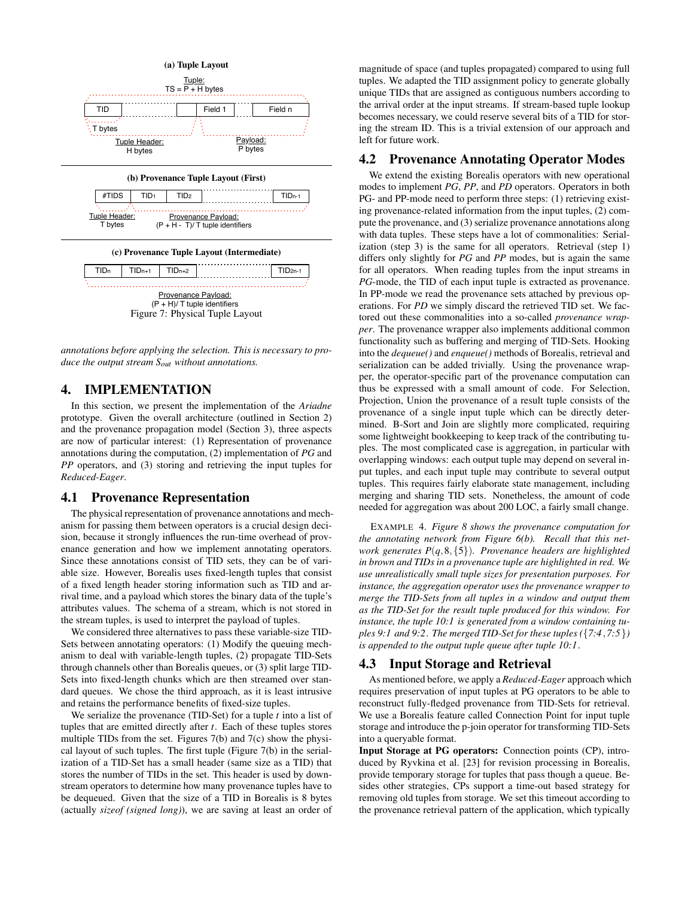**(a) Tuple Layout**

Tuple: TS = P + H bytes

| TID | | | Field 1 | | Field n |
|---|---|---|---|---|---|

T bytes

Tuple Header: H bytes

Payload: P bytes

**(b) Provenance Tuple Layout (First)**

| #TIDS | $TID_1$ | $TID_2$ | | $TID_{n-1}$ |
|---|---|---|---|---|

Tuple Header: T bytes

Provenance Payload: (P + H - T)/ T tuple identifiers

**(c) Provenance Tuple Layout (Intermediate)**

| $TID_n$ | $TID_{n+1}$ | $TID_{n+2}$ | | $TID_{2n-1}$ |
|---|---|---|---|---|

Provenance Payload: (P + H)/ T tuple identifiers

Figure 7: Physical Tuple Layout

*annotations before applying the selection. This is necessary to produce the output stream $S_{out}$ without annotations.*

# 4. IMPLEMENTATION

In this section, we present the implementation of the *Ariadne* prototype. Given the overall architecture (outlined in Section 2) and the provenance propagation model (Section 3), three aspects are now of particular interest: (1) Representation of provenance annotations during the computation, (2) implementation of *PG* and *PP* operators, and (3) storing and retrieving the input tuples for *Reduced-Eager*.

## 4.1 Provenance Representation

The physical representation of provenance annotations and mechanism for passing them between operators is a crucial design decision, because it strongly influences the run-time overhead of provenance generation and how we implement annotating operators. Since these annotations consist of TID sets, they can be of variable size. However, Borealis uses fixed-length tuples that consist of a fixed length header storing information such as TID and arrival time, and a payload which stores the binary data of the tuple's attributes values. The schema of a stream, which is not stored in the stream tuples, is used to interpret the payload of tuples.

We considered three alternatives to pass these variable-size TID-Sets between annotating operators: (1) Modify the queuing mechanism to deal with variable-length tuples, (2) propagate TID-Sets through channels other than Borealis queues, or (3) split large TID-Sets into fixed-length chunks which are then streamed over standard queues. We chose the third approach, as it is least intrusive and retains the performance benefits of fixed-size tuples.

We serialize the provenance (TID-Set) for a tuple $t$ into a list of tuples that are emitted directly after $t$. Each of these tuples stores multiple TIDs from the set. Figures 7(b) and 7(c) show the physical layout of such tuples. The first tuple (Figure 7(b) in the serialization of a TID-Set has a small header (same size as a TID) that stores the number of TIDs in the set. This header is used by downstream operators to determine how many provenance tuples have to be dequeued. Given that the size of a TID in Borealis is 8 bytes (actually *sizeof (signed long)*), we are saving at least an order of magnitude of space (and tuples propagated) compared to using full tuples. We adapted the TID assignment policy to generate globally unique TIDs that are assigned as contiguous numbers according to the arrival order at the input streams. If stream-based tuple lookup becomes necessary, we could reserve several bits of a TID for storing the stream ID. This is a trivial extension of our approach and left for future work.

## 4.2 Provenance Annotating Operator Modes

We extend the existing Borealis operators with new operational modes to implement *PG*, *PP*, and *PD* operators. Operators in both PG- and PP-mode need to perform three steps: (1) retrieving existing provenance-related information from the input tuples, (2) compute the provenance, and (3) serialize provenance annotations along with data tuples. These steps have a lot of commonalities: Serialization (step 3) is the same for all operators. Retrieval (step 1) differs only slightly for *PG* and *PP* modes, but is again the same for all operators. When reading tuples from the input streams in *PG*-mode, the TID of each input tuple is extracted as provenance. In PP-mode we read the provenance sets attached by previous operations. For *PD* we simply discard the retrieved TID set. We factored out these commonalities into a so-called *provenance wrapper*. The provenance wrapper also implements additional common functionality such as buffering and merging of TID-Sets. Hooking into the *dequeue()* and *enqueue()* methods of Borealis, retrieval and serialization can be added trivially. Using the provenance wrapper, the operator-specific part of the provenance computation can thus be expressed with a small amount of code. For Selection, Projection, Union the provenance of a result tuple consists of the provenance of a single input tuple which can be directly determined. B-Sort and Join are slightly more complicated, requiring some lightweight bookkeeping to keep track of the contributing tuples. The most complicated case is aggregation, in particular with overlapping windows: each output tuple may depend on several input tuples, and each input tuple may contribute to several output tuples. This requires fairly elaborate state management, including merging and sharing TID sets. Nonetheless, the amount of code needed for aggregation was about 200 LOC, a fairly small change.

EXAMPLE 4. *Figure 8 shows the provenance computation for the annotating network from Figure 6(b). Recall that this network generates $P(q, 8, \{5\})$. Provenance headers are highlighted in brown and TIDs in a provenance tuple are highlighted in red. We use unrealistically small tuple sizes for presentation purposes. For instance, the aggregation operator uses the provenance wrapper to merge the TID-Sets from all tuples in a window and output them as the TID-Set for the result tuple produced for this window. For instance, the tuple 10:1 is generated from a window containing tuples 9:1 and 9:2. The merged TID-Set for these tuples ({7:4, 7:5}) is appended to the output tuple queue after tuple 10:1.*

## 4.3 Input Storage and Retrieval

As mentioned before, we apply a *Reduced-Eager* approach which requires preservation of input tuples at PG operators to be able to reconstruct fully-fledged provenance from TID-Sets for retrieval. We use a Borealis feature called Connection Point for input tuple storage and introduce the p-join operator for transforming TID-Sets into a queryable format.

**Input Storage at PG operators:** Connection points (CP), introduced by Ryvkina et al. [23] for revision processing in Borealis, provide temporary storage for tuples that pass though a queue. Besides other strategies, CPs support a time-out based strategy for removing old tuples from storage. We set this timeout according to the provenance retrieval pattern of the application, which typically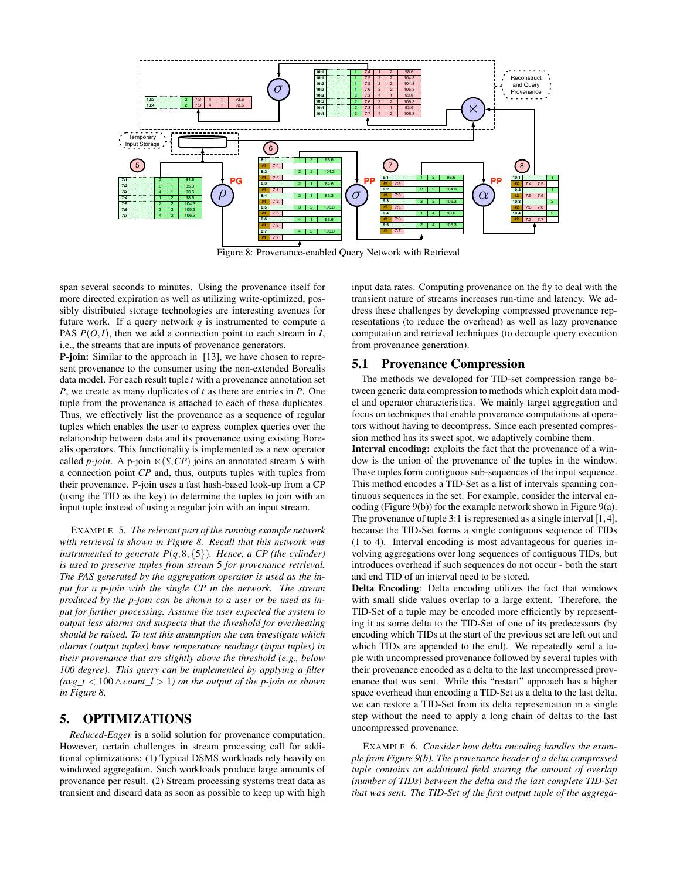Figure 8: Provenance-enabled Query Network with Retrieval

span several seconds to minutes. Using the provenance itself for more directed expiration as well as utilizing write-optimized, possibly distributed storage technologies are interesting avenues for future work. If a query network $q$ is instrumented to compute a PAS $P(O,I)$, then we add a connection point to each stream in $I$, i.e., the streams that are inputs of provenance generators.

**P-join:** Similar to the approach in [13], we have chosen to represent provenance to the consumer using the non-extended Borealis data model. For each result tuple $t$ with a provenance annotation set $P$, we create as many duplicates of $t$ as there are entries in $P$. One tuple from the provenance is attached to each of these duplicates. Thus, we effectively list the provenance as a sequence of regular tuples which enables the user to express complex queries over the relationship between data and its provenance using existing Borealis operators. This functionality is implemented as a new operator called *p-join*. A p-join $\ltimes(S,CP)$ joins an annotated stream $S$ with a connection point $CP$ and, thus, outputs tuples with tuples from their provenance. P-join uses a fast hash-based look-up from a CP (using the TID as the key) to determine the tuples to join with an input tuple instead of using a regular join with an input stream.

EXAMPLE 5. *The relevant part of the running example network with retrieval is shown in Figure 8. Recall that this network was instrumented to generate $P(q,8,\{5\})$. Hence, a CP (the cylinder) is used to preserve tuples from stream 5 for provenance retrieval. The PAS generated by the aggregation operator is used as the input for a p-join with the single CP in the network. The stream produced by the p-join can be shown to a user or be used as input for further processing. Assume the user expected the system to output less alarms and suspects that the threshold for overheating should be raised. To test this assumption she can investigate which alarms (output tuples) have temperature readings (input tuples) in their provenance that are slightly above the threshold (e.g., below 100 degree). This query can be implemented by applying a filter ($avg\_t < 100 \wedge count\_l > 1$) on the output of the p-join as shown in Figure 8.*

## 5. OPTIMIZATIONS

*Reduced-Eager* is a solid solution for provenance computation. However, certain challenges in stream processing call for additional optimizations: (1) Typical DSMS workloads rely heavily on windowed aggregation. Such workloads produce large amounts of provenance per result. (2) Stream processing systems treat data as transient and discard data as soon as possible to keep up with high input data rates. Computing provenance on the fly to deal with the transient nature of streams increases run-time and latency. We address these challenges by developing compressed provenance representations (to reduce the overhead) as well as lazy provenance computation and retrieval techniques (to decouple query execution from provenance generation).

### 5.1 Provenance Compression

The methods we developed for TID-set compression range between generic data compression to methods which exploit data model and operator characteristics. We mainly target aggregation and focus on techniques that enable provenance computations at operators without having to decompress. Since each presented compression method has its sweet spot, we adaptively combine them.

**Interval encoding:** exploits the fact that the provenance of a window is the union of the provenance of the tuples in the window. These tuples form contiguous sub-sequences of the input sequence. This method encodes a TID-Set as a list of intervals spanning continuous sequences in the set. For example, consider the interval encoding (Figure 9(b)) for the example network shown in Figure 9(a). The provenance of tuple 3:1 is represented as a single interval $[1,4]$, because the TID-Set forms a single contiguous sequence of TIDs (1 to 4). Interval encoding is most advantageous for queries involving aggregations over long sequences of contiguous TIDs, but introduces overhead if such sequences do not occur - both the start and end TID of an interval need to be stored.

**Delta Encoding**: Delta encoding utilizes the fact that windows with small slide values overlap to a large extent. Therefore, the TID-Set of a tuple may be encoded more efficiently by representing it as some delta to the TID-Set of one of its predecessors (by encoding which TIDs at the start of the previous set are left out and which TIDs are appended to the end). We repeatedly send a tuple with uncompressed provenance followed by several tuples with their provenance encoded as a delta to the last uncompressed provenance that was sent. While this "restart" approach has a higher space overhead than encoding a TID-Set as a delta to the last delta, we can restore a TID-Set from its delta representation in a single step without the need to apply a long chain of deltas to the last uncompressed provenance.

EXAMPLE 6. *Consider how delta encoding handles the example from Figure 9(b). The provenance header of a delta compressed tuple contains an additional field storing the amount of overlap (number of TIDs) between the delta and the last complete TID-Set that was sent. The TID-Set of the first output tuple of the aggrega-*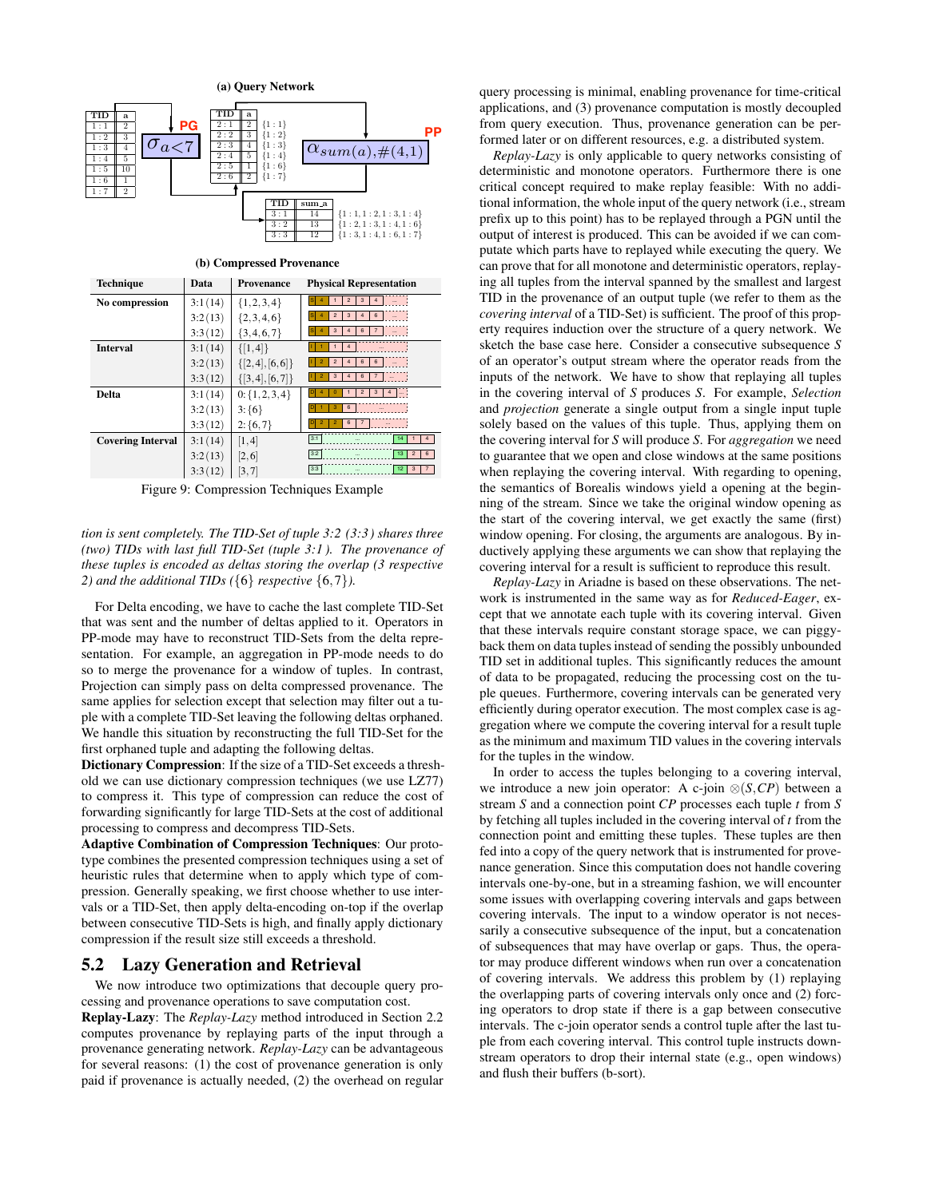**(a) Query Network**

| TID | a |
|---|---|
| 1:1 | 2 |
| 1:2 | 3 |
| 1:3 | 4 |
| 1:4 | 5 |
| 1:5 | 10 |
| 1:6 | 1 |
| 1:7 | 2 |

PG $\sigma_{a<7}$

| TID | a | |
|---|---|---|
| 2:1 | 2 | {1:1} |
| 2:2 | 3 | {1:2} |
| 2:3 | 4 | {1:3} |
| 2:4 | 5 | {1:4} |
| 2:5 | 1 | {1:6} |
| 2:6 | 2 | {1:7} |

PP $\alpha_{sum(a),\#(4,1)}$

| TID | sum_a | |
|---|---|---|
| 3:1 | 14 | {1:1,1:2,1:3,1:4} |
| 3:2 | 13 | {1:2,1:3,1:4,1:6} |
| 3:3 | 12 | {1:3,1:4,1:6,1:7} |

**(b) Compressed Provenance**

| Technique | Data | Provenance | Physical Representation |
|---|---|---|---|
| No compression | 3:1 (14) | {1,2,3,4} | 3 4 1 2 3 4 |
| | 3:2 (13) | {2,3,4,6} | 3 4 2 3 4 6 |
| | 3:3 (12) | {3,4,6,7} | 3 4 3 4 6 7 |
| Interval | 3:1 (14) | {[1,4]} | 1 1 1 4 |
| | 3:2 (13) | {[2,4],[6,6]} | 1 2 2 4 6 6 |
| | 3:3 (12) | {[3,4],[6,7]} | 1 2 3 4 6 7 |
| Delta | 3:1 (14) | 0:{1,2,3,4} | 3 4 0 1 2 3 4 |
| | 3:2 (13) | 3:{6} | 3 1 3 6 |
| | 3:3 (12) | 2:{6,7} | 3 2 2 6 7 |
| Covering Interval | 3:1 (14) | [1,4] | 3:1 ... 14 1 4 |
| | 3:2 (13) | [2,6] | 3:2 ... 13 2 6 |
| | 3:3 (12) | [3,7] | 3:3 ... 12 3 7 |

Figure 9: Compression Techniques Example

*tion is sent completely. The TID-Set of tuple 3:2 (3:3) shares three (two) TIDs with last full TID-Set (tuple 3:1). The provenance of these tuples is encoded as deltas storing the overlap (3 respective 2) and the additional TIDs ($\{6\}$ respective $\{6,7\}$).*

For Delta encoding, we have to cache the last complete TID-Set that was sent and the number of deltas applied to it. Operators in PP-mode may have to reconstruct TID-Sets from the delta representation. For example, an aggregation in PP-mode needs to do so to merge the provenance for a window of tuples. In contrast, Projection can simply pass on delta compressed provenance. The same applies for selection except that selection may filter out a tuple with a complete TID-Set leaving the following deltas orphaned. We handle this situation by reconstructing the full TID-Set for the first orphaned tuple and adapting the following deltas.

**Dictionary Compression**: If the size of a TID-Set exceeds a threshold we can use dictionary compression techniques (we use LZ77) to compress it. This type of compression can reduce the cost of forwarding significantly for large TID-Sets at the cost of additional processing to compress and decompress TID-Sets.

**Adaptive Combination of Compression Techniques**: Our prototype combines the presented compression techniques using a set of heuristic rules that determine when to apply which type of compression. Generally speaking, we first choose whether to use intervals or a TID-Set, then apply delta-encoding on-top if the overlap between consecutive TID-Sets is high, and finally apply dictionary compression if the result size still exceeds a threshold.

## 5.2 Lazy Generation and Retrieval

We now introduce two optimizations that decouple query processing and provenance operations to save computation cost.

**Replay-Lazy**: The *Replay-Lazy* method introduced in Section 2.2 computes provenance by replaying parts of the input through a provenance generating network. *Replay-Lazy* can be advantageous for several reasons: (1) the cost of provenance generation is only paid if provenance is actually needed, (2) the overhead on regular query processing is minimal, enabling provenance for time-critical applications, and (3) provenance computation is mostly decoupled from query execution. Thus, provenance generation can be performed later or on different resources, e.g. a distributed system.

*Replay-Lazy* is only applicable to query networks consisting of deterministic and monotone operators. Furthermore there is one critical concept required to make replay feasible: With no additional information, the whole input of the query network (i.e., stream prefix up to this point) has to be replayed through a PGN until the output of interest is produced. This can be avoided if we can compute which parts have to replayed while executing the query. We can prove that for all monotone and deterministic operators, replaying all tuples from the interval spanned by the smallest and largest TID in the provenance of an output tuple (we refer to them as the *covering interval* of a TID-Set) is sufficient. The proof of this property requires induction over the structure of a query network. We sketch the base case here. Consider a consecutive subsequence $S$ of an operator's output stream where the operator reads from the inputs of the network. We have to show that replaying all tuples in the covering interval of $S$ produces $S$. For example, *Selection* and *projection* generate a single output from a single input tuple solely based on the values of this tuple. Thus, applying them on the covering interval for $S$ will produce $S$. For *aggregation* we need to guarantee that we open and close windows at the same positions when replaying the covering interval. With regarding to opening, the semantics of Borealis windows yield a opening at the beginning of the stream. Since we take the original window opening as the start of the covering interval, we get exactly the same (first) window opening. For closing, the arguments are analogous. By inductively applying these arguments we can show that replaying the covering interval for a result is sufficient to reproduce this result.

*Replay-Lazy* in Ariadne is based on these observations. The network is instrumented in the same way as for *Reduced-Eager*, except that we annotate each tuple with its covering interval. Given that these intervals require constant storage space, we can piggyback them on data tuples instead of sending the possibly unbounded TID set in additional tuples. This significantly reduces the amount of data to be propagated, reducing the processing cost on the tuple queues. Furthermore, covering intervals can be generated very efficiently during operator execution. The most complex case is aggregation where we compute the covering interval for a result tuple as the minimum and maximum TID values in the covering intervals for the tuples in the window.

In order to access the tuples belonging to a covering interval, we introduce a new join operator: A c-join $\otimes(S,CP)$ between a stream $S$ and a connection point $CP$ processes each tuple $t$ from $S$ by fetching all tuples included in the covering interval of $t$ from the connection point and emitting these tuples. These tuples are then fed into a copy of the query network that is instrumented for provenance generation. Since this computation does not handle covering intervals one-by-one, but in a streaming fashion, we will encounter some issues with overlapping covering intervals and gaps between covering intervals. The input to a window operator is not necessarily a consecutive subsequence of the input, but a concatenation of subsequences that may have overlap or gaps. Thus, the operator may produce different windows when run over a concatenation of covering intervals. We address this problem by (1) replaying the overlapping parts of covering intervals only once and (2) forcing operators to drop state if there is a gap between consecutive intervals. The c-join operator sends a control tuple after the last tuple from each covering interval. This control tuple instructs downstream operators to drop their internal state (e.g., open windows) and flush their buffers (b-sort).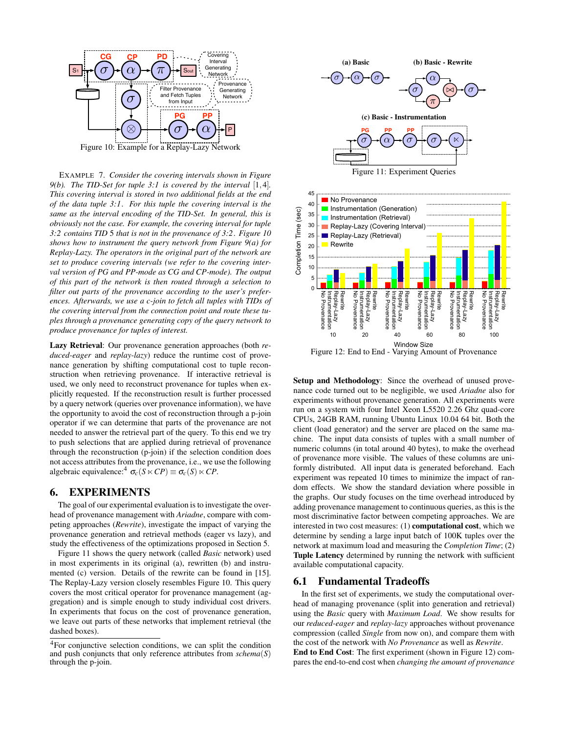Figure 10: Example for a Replay-Lazy Network

EXAMPLE 7. *Consider the covering intervals shown in Figure 9(b). The TID-Set for tuple 3:1 is covered by the interval* [1,4]*. This covering interval is stored in two additional fields at the end of the data tuple 3:1. For this tuple the covering interval is the same as the interval encoding of the TID-Set. In general, this is obviously not the case. For example, the covering interval for tuple 3:2 contains TID 5 that is not in the provenance of 3:2. Figure 10 shows how to instrument the query network from Figure 9(a) for Replay-Lazy. The operators in the original part of the network are set to produce covering intervals (we refer to the covering interval version of PG and PP-mode as CG and CP-mode). The output of this part of the network is then routed through a selection to filter out parts of the provenance according to the user's preferences. Afterwards, we use a c-join to fetch all tuples with TIDs of the covering interval from the connection point and route these tuples through a provenance generating copy of the query network to produce provenance for tuples of interest.*

**Lazy Retrieval**: Our provenance generation approaches (both *reduced-eager* and *replay-lazy*) reduce the runtime cost of provenance generation by shifting computational cost to tuple reconstruction when retrieving provenance. If interactive retrieval is used, we only need to reconstruct provenance for tuples when explicitly requested. If the reconstruction result is further processed by a query network (queries over provenance information), we have the opportunity to avoid the cost of reconstruction through a p-join operator if we can determine that parts of the provenance are not needed to answer the retrieval part of the query. To this end we try to push selections that are applied during retrieval of provenance through the reconstruction (p-join) if the selection condition does not access attributes from the provenance, i.e., we use the following algebraic equivalence:[4] $\sigma_c(S \ltimes CP) \equiv \sigma_c(S) \ltimes CP$.

# 6. EXPERIMENTS

The goal of our experimental evaluation is to investigate the overhead of provenance management with *Ariadne*, compare with competing approaches (*Rewrite*), investigate the impact of varying the provenance generation and retrieval methods (eager vs lazy), and study the effectiveness of the optimizations proposed in Section 5.

Figure 11 shows the query network (called *Basic* network) used in most experiments in its original (a), rewritten (b) and instrumented (c) version. Details of the rewrite can be found in [15]. The Replay-Lazy version closely resembles Figure 10. This query covers the most critical operator for provenance management (aggregation) and is simple enough to study individual cost drivers. In experiments that focus on the cost of provenance generation, we leave out parts of these networks that implement retrieval (the dashed boxes).

[4]For conjunctive selection conditions, we can split the condition and push conjuncts that only reference attributes from *schema*($S$) through the p-join.

Figure 11: Experiment Queries

Figure 12: End to End - Varying Amount of Provenance

**Setup and Methodology**: Since the overhead of unused provenance code turned out to be negligible, we used *Ariadne* also for experiments without provenance generation. All experiments were run on a system with four Intel Xeon L5520 2.26 Ghz quad-core CPUs, 24GB RAM, running Ubuntu Linux 10.04 64 bit. Both the client (load generator) and the server are placed on the same machine. The input data consists of tuples with a small number of numeric columns (in total around 40 bytes), to make the overhead of provenance more visible. The values of these columns are uniformly distributed. All input data is generated beforehand. Each experiment was repeated 10 times to minimize the impact of random effects. We show the standard deviation where possible in the graphs. Our study focuses on the time overhead introduced by adding provenance management to continuous queries, as this is the most discriminative factor between competing approaches. We are interested in two cost measures: (1) **computational cost**, which we determine by sending a large input batch of 100K tuples over the network at maximum load and measuring the *Completion Time*; (2) **Tuple Latency** determined by running the network with sufficient available computational capacity.

## 6.1 Fundamental Tradeoffs

In the first set of experiments, we study the computational overhead of managing provenance (split into generation and retrieval) using the *Basic* query with *Maximum Load*. We show results for our *reduced-eager* and *replay-lazy* approaches without provenance compression (called *Single* from now on), and compare them with the cost of the network with *No Provenance* as well as *Rewrite*.

**End to End Cost**: The first experiment (shown in Figure 12) compares the end-to-end cost when *changing the amount of provenance*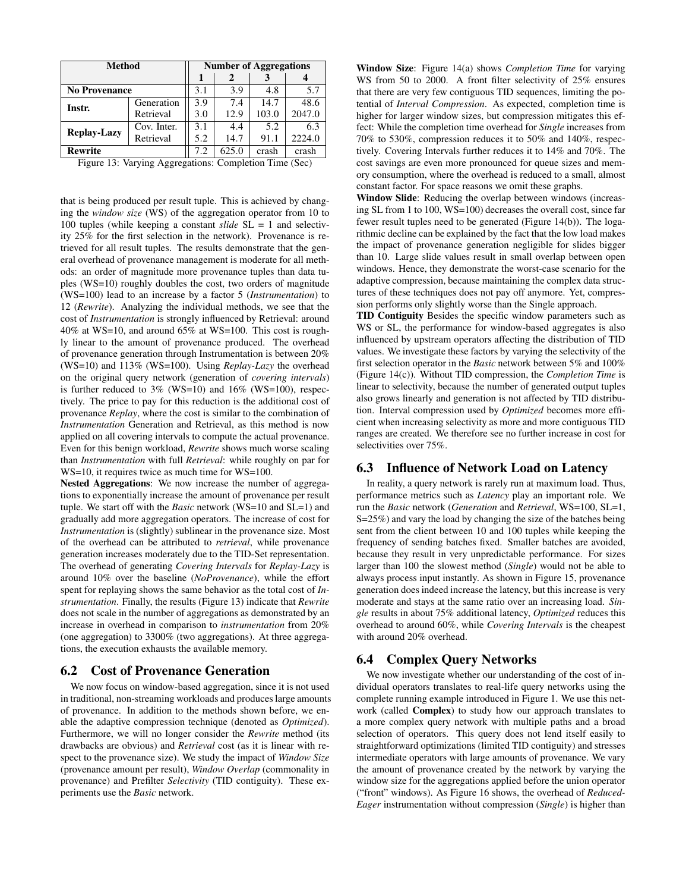| Method | | Number of Aggregations | | | |
|---|---|---|---|---|---|
| | | 1 | 2 | 3 | 4 |
| **No Provenance** | | 3.1 | 3.9 | 4.8 | 5.7 |
| **Instr.** | Generation | 3.9 | 7.4 | 14.7 | 48.6 |
| | Retrieval | 3.0 | 12.9 | 103.0 | 2047.0 |
| **Replay-Lazy** | Cov. Inter. | 3.1 | 4.4 | 5.2 | 6.3 |
| | Retrieval | 5.2 | 14.7 | 91.1 | 2224.0 |
| **Rewrite** | | 7.2 | 625.0 | crash | crash |

Figure 13: Varying Aggregations: Completion Time (Sec)

that is being produced per result tuple. This is achieved by changing the *window size* (WS) of the aggregation operator from 10 to 100 tuples (while keeping a constant *slide* SL = 1 and selectivity 25% for the first selection in the network). Provenance is retrieved for all result tuples. The results demonstrate that the general overhead of provenance management is moderate for all methods: an order of magnitude more provenance tuples than data tuples (WS=10) roughly doubles the cost, two orders of magnitude (WS=100) lead to an increase by a factor 5 (*Instrumentation*) to 12 (*Rewrite*). Analyzing the individual methods, we see that the cost of *Instrumentation* is strongly influenced by Retrieval: around 40% at WS=10, and around 65% at WS=100. This cost is roughly linear to the amount of provenance produced. The overhead of provenance generation through Instrumentation is between 20% (WS=10) and 113% (WS=100). Using *Replay-Lazy* the overhead on the original query network (generation of *covering intervals*) is further reduced to 3% (WS=10) and 16% (WS=100), respectively. The price to pay for this reduction is the additional cost of provenance *Replay*, where the cost is similar to the combination of *Instrumentation* Generation and Retrieval, as this method is now applied on all covering intervals to compute the actual provenance. Even for this benign workload, *Rewrite* shows much worse scaling than *Instrumentation* with full *Retrieval*: while roughly on par for WS=10, it requires twice as much time for WS=100.

**Nested Aggregations**: We now increase the number of aggregations to exponentially increase the amount of provenance per result tuple. We start off with the *Basic* network (WS=10 and SL=1) and gradually add more aggregation operators. The increase of cost for *Instrumentation* is (slightly) sublinear in the provenance size. Most of the overhead can be attributed to *retrieval*, while provenance generation increases moderately due to the TID-Set representation. The overhead of generating *Covering Intervals* for *Replay-Lazy* is around 10% over the baseline (*NoProvenance*), while the effort spent for replaying shows the same behavior as the total cost of *Instrumentation*. Finally, the results (Figure 13) indicate that *Rewrite* does not scale in the number of aggregations as demonstrated by an increase in overhead in comparison to *instrumentation* from 20% (one aggregation) to 3300% (two aggregations). At three aggregations, the execution exhausts the available memory.

## 6.2 Cost of Provenance Generation

We now focus on window-based aggregation, since it is not used in traditional, non-streaming workloads and produces large amounts of provenance. In addition to the methods shown before, we enable the adaptive compression technique (denoted as *Optimized*). Furthermore, we will no longer consider the *Rewrite* method (its drawbacks are obvious) and *Retrieval* cost (as it is linear with respect to the provenance size). We study the impact of *Window Size* (provenance amount per result), *Window Overlap* (commonality in provenance) and Prefilter *Selectivity* (TID contiguity). These experiments use the *Basic* network.

**Window Size**: Figure 14(a) shows *Completion Time* for varying WS from 50 to 2000. A front filter selectivity of 25% ensures that there are very few contiguous TID sequences, limiting the potential of *Interval Compression*. As expected, completion time is higher for larger window sizes, but compression mitigates this effect: While the completion time overhead for *Single* increases from 70% to 530%, compression reduces it to 50% and 140%, respectively. Covering Intervals further reduces it to 14% and 70%. The cost savings are even more pronounced for queue sizes and memory consumption, where the overhead is reduced to a small, almost constant factor. For space reasons we omit these graphs.

**Window Slide**: Reducing the overlap between windows (increasing SL from 1 to 100, WS=100) decreases the overall cost, since far fewer result tuples need to be generated (Figure 14(b)). The logarithmic decline can be explained by the fact that the low load makes the impact of provenance generation negligible for slides bigger than 10. Large slide values result in small overlap between open windows. Hence, they demonstrate the worst-case scenario for the adaptive compression, because maintaining the complex data structures of these techniques does not pay off anymore. Yet, compression performs only slightly worse than the Single approach.

**TID Contiguity** Besides the specific window parameters such as WS or SL, the performance for window-based aggregates is also influenced by upstream operators affecting the distribution of TID values. We investigate these factors by varying the selectivity of the first selection operator in the *Basic* network between 5% and 100% (Figure 14(c)). Without TID compression, the *Completion Time* is linear to selectivity, because the number of generated output tuples also grows linearly and generation is not affected by TID distribution. Interval compression used by *Optimized* becomes more efficient when increasing selectivity as more and more contiguous TID ranges are created. We therefore see no further increase in cost for selectivities over 75%.

## 6.3 Influence of Network Load on Latency

In reality, a query network is rarely run at maximum load. Thus, performance metrics such as *Latency* play an important role. We run the *Basic* network (*Generation* and *Retrieval*, WS=100, SL=1, S=25%) and vary the load by changing the size of the batches being sent from the client between 10 and 100 tuples while keeping the frequency of sending batches fixed. Smaller batches are avoided, because they result in very unpredictable performance. For sizes larger than 100 the slowest method (*Single*) would not be able to always process input instantly. As shown in Figure 15, provenance generation does indeed increase the latency, but this increase is very moderate and stays at the same ratio over an increasing load. *Single* results in about 75% additional latency, *Optimized* reduces this overhead to around 60%, while *Covering Intervals* is the cheapest with around 20% overhead.

## 6.4 Complex Query Networks

We now investigate whether our understanding of the cost of individual operators translates to real-life query networks using the complete running example introduced in Figure 1. We use this network (called **Complex**) to study how our approach translates to a more complex query network with multiple paths and a broad selection of operators. This query does not lend itself easily to straightforward optimizations (limited TID contiguity) and stresses intermediate operators with large amounts of provenance. We vary the amount of provenance created by the network by varying the window size for the aggregations applied before the union operator ("front" windows). As Figure 16 shows, the overhead of *Reduced-Eager* instrumentation without compression (*Single*) is higher than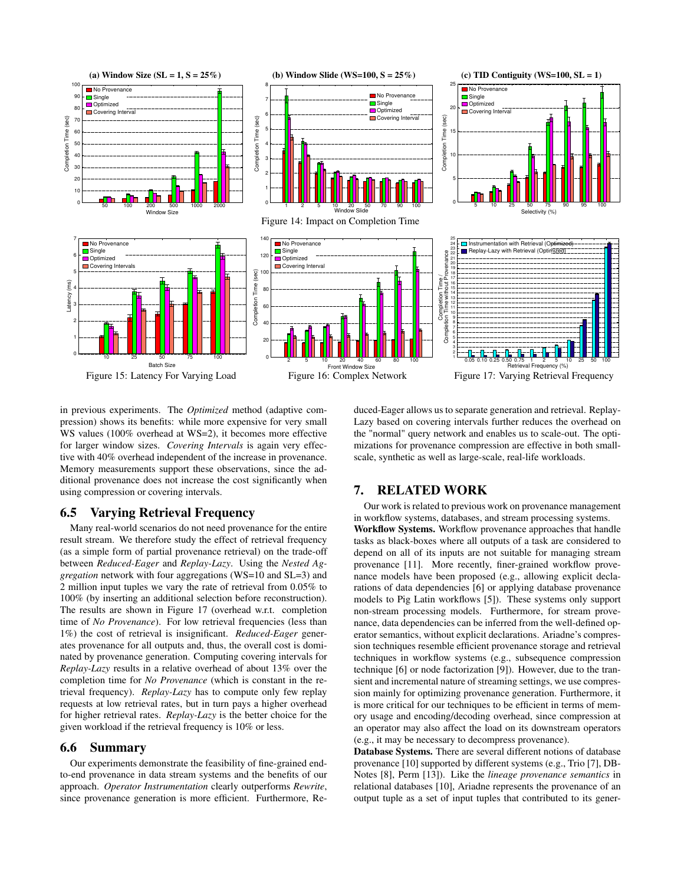Figure 14: Impact on Completion Time

Figure 15: Latency For Varying Load

Figure 16: Complex Network

Figure 17: Varying Retrieval Frequency

in previous experiments. The *Optimized* method (adaptive compression) shows its benefits: while more expensive for very small WS values (100% overhead at WS=2), it becomes more effective for larger window sizes. *Covering Intervals* is again very effective with 40% overhead independent of the increase in provenance. Memory measurements support these observations, since the additional provenance does not increase the cost significantly when using compression or covering intervals.

## 6.5 Varying Retrieval Frequency

Many real-world scenarios do not need provenance for the entire result stream. We therefore study the effect of retrieval frequency (as a simple form of partial provenance retrieval) on the trade-off between *Reduced-Eager* and *Replay-Lazy*. Using the *Nested Aggregation* network with four aggregations (WS=10 and SL=3) and 2 million input tuples we vary the rate of retrieval from 0.05% to 100% (by inserting an additional selection before reconstruction). The results are shown in Figure 17 (overhead w.r.t. completion time of *No Provenance*). For low retrieval frequencies (less than 1%) the cost of retrieval is insignificant. *Reduced-Eager* generates provenance for all outputs and, thus, the overall cost is dominated by provenance generation. Computing covering intervals for *Replay-Lazy* results in a relative overhead of about 13% over the completion time for *No Provenance* (which is constant in the retrieval frequency). *Replay-Lazy* has to compute only few replay requests at low retrieval rates, but in turn pays a higher overhead for higher retrieval rates. *Replay-Lazy* is the better choice for the given workload if the retrieval frequency is 10% or less.

## 6.6 Summary

Our experiments demonstrate the feasibility of fine-grained end-to-end provenance in data stream systems and the benefits of our approach. *Operator Instrumentation* clearly outperforms *Rewrite*, since provenance generation is more efficient. Furthermore, Reduced-Eager allows us to separate generation and retrieval. Replay-Lazy based on covering intervals further reduces the overhead on the "normal" query network and enables us to scale-out. The optimizations for provenance compression are effective in both small-scale, synthetic as well as large-scale, real-life workloads.

# 7. RELATED WORK

Our work is related to previous work on provenance management in workflow systems, databases, and stream processing systems.

**Workflow Systems.** Workflow provenance approaches that handle tasks as black-boxes where all outputs of a task are considered to depend on all of its inputs are not suitable for managing stream provenance [11]. More recently, finer-grained workflow provenance models have been proposed (e.g., allowing explicit declarations of data dependencies [6] or applying database provenance models to Pig Latin workflows [5]). These systems only support non-stream processing models. Furthermore, for stream provenance, data dependencies can be inferred from the well-defined operator semantics, without explicit declarations. Ariadne's compression techniques resemble efficient provenance storage and retrieval techniques in workflow systems (e.g., subsequence compression technique [6] or node factorization [9]). However, due to the transient and incremental nature of streaming settings, we use compression mainly for optimizing provenance generation. Furthermore, it is more critical for our techniques to be efficient in terms of memory usage and encoding/decoding overhead, since compression at an operator may also affect the load on its downstream operators (e.g., it may be necessary to decompress provenance).

**Database Systems.** There are several different notions of database provenance [10] supported by different systems (e.g., Trio [7], DB-Notes [8], Perm [13]). Like the *lineage provenance semantics* in relational databases [10], Ariadne represents the provenance of an output tuple as a set of input tuples that contributed to its gener-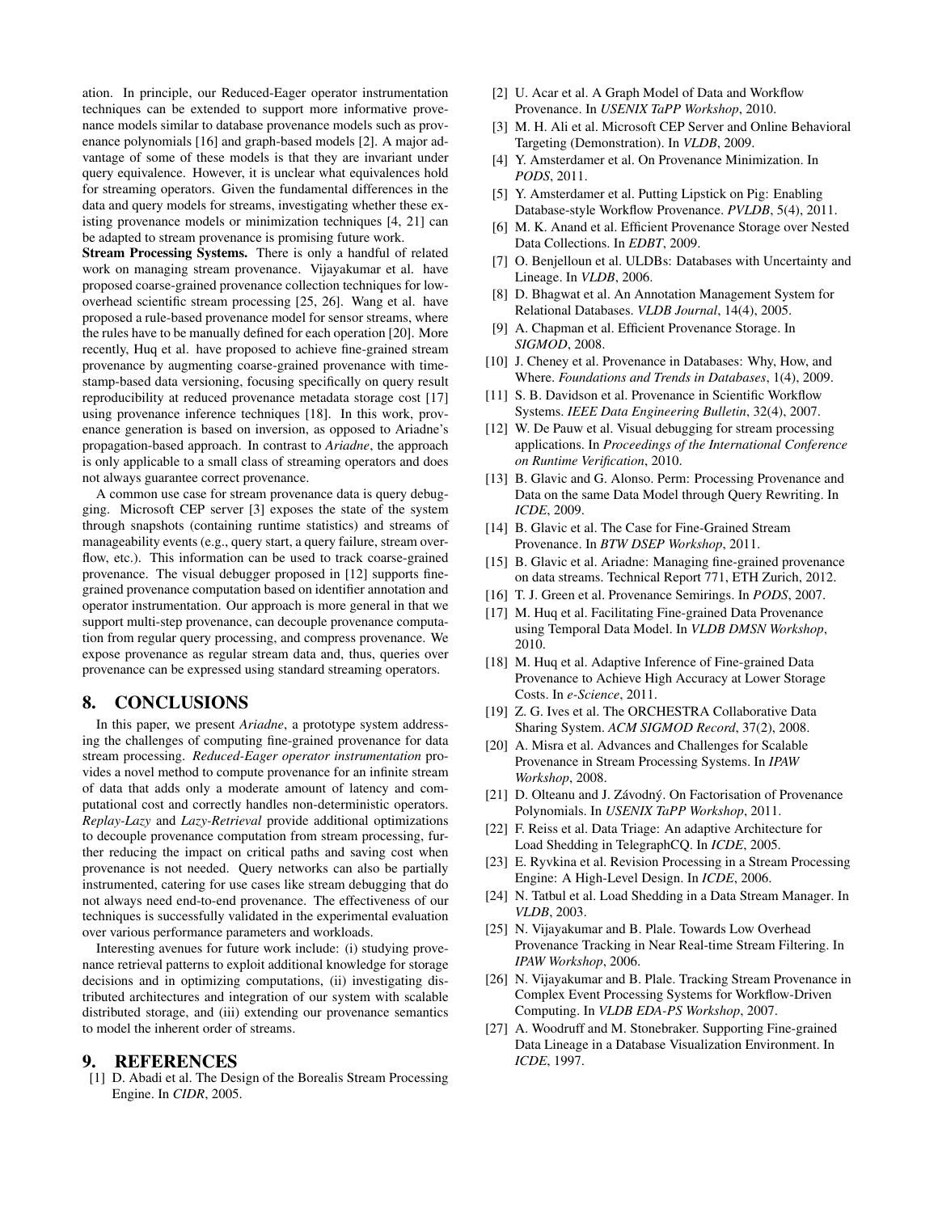ation. In principle, our Reduced-Eager operator instrumentation techniques can be extended to support more informative provenance models similar to database provenance models such as provenance polynomials [16] and graph-based models [2]. A major advantage of some of these models is that they are invariant under query equivalence. However, it is unclear what equivalences hold for streaming operators. Given the fundamental differences in the data and query models for streams, investigating whether these existing provenance models or minimization techniques [4, 21] can be adapted to stream provenance is promising future work.

**Stream Processing Systems.** There is only a handful of related work on managing stream provenance. Vijayakumar et al. have proposed coarse-grained provenance collection techniques for low-overhead scientific stream processing [25, 26]. Wang et al. have proposed a rule-based provenance model for sensor streams, where the rules have to be manually defined for each operation [20]. More recently, Huq et al. have proposed to achieve fine-grained stream provenance by augmenting coarse-grained provenance with timestamp-based data versioning, focusing specifically on query result reproducibility at reduced provenance metadata storage cost [17] using provenance inference techniques [18]. In this work, provenance generation is based on inversion, as opposed to Ariadne's propagation-based approach. In contrast to *Ariadne*, the approach is only applicable to a small class of streaming operators and does not always guarantee correct provenance.

A common use case for stream provenance data is query debugging. Microsoft CEP server [3] exposes the state of the system through snapshots (containing runtime statistics) and streams of manageability events (e.g., query start, a query failure, stream overflow, etc.). This information can be used to track coarse-grained provenance. The visual debugger proposed in [12] supports fine-grained provenance computation based on identifier annotation and operator instrumentation. Our approach is more general in that we support multi-step provenance, can decouple provenance computation from regular query processing, and compress provenance. We expose provenance as regular stream data and, thus, queries over provenance can be expressed using standard streaming operators.

## 8. CONCLUSIONS

In this paper, we present *Ariadne*, a prototype system addressing the challenges of computing fine-grained provenance for data stream processing. *Reduced-Eager operator instrumentation* provides a novel method to compute provenance for an infinite stream of data that adds only a moderate amount of latency and computational cost and correctly handles non-deterministic operators. *Replay-Lazy* and *Lazy-Retrieval* provide additional optimizations to decouple provenance computation from stream processing, further reducing the impact on critical paths and saving cost when provenance is not needed. Query networks can also be partially instrumented, catering for use cases like stream debugging that do not always need end-to-end provenance. The effectiveness of our techniques is successfully validated in the experimental evaluation over various performance parameters and workloads.

Interesting avenues for future work include: (i) studying provenance retrieval patterns to exploit additional knowledge for storage decisions and in optimizing computations, (ii) investigating distributed architectures and integration of our system with scalable distributed storage, and (iii) extending our provenance semantics to model the inherent order of streams.

## 9. REFERENCES

[1] D. Abadi et al. The Design of the Borealis Stream Processing Engine. In *CIDR*, 2005.

[2] U. Acar et al. A Graph Model of Data and Workflow Provenance. In *USENIX TaPP Workshop*, 2010.

[3] M. H. Ali et al. Microsoft CEP Server and Online Behavioral Targeting (Demonstration). In *VLDB*, 2009.

[4] Y. Amsterdamer et al. On Provenance Minimization. In *PODS*, 2011.

[5] Y. Amsterdamer et al. Putting Lipstick on Pig: Enabling Database-style Workflow Provenance. *PVLDB*, 5(4), 2011.

[6] M. K. Anand et al. Efficient Provenance Storage over Nested Data Collections. In *EDBT*, 2009.

[7] O. Benjelloun et al. ULDBs: Databases with Uncertainty and Lineage. In *VLDB*, 2006.

[8] D. Bhagwat et al. An Annotation Management System for Relational Databases. *VLDB Journal*, 14(4), 2005.

[9] A. Chapman et al. Efficient Provenance Storage. In *SIGMOD*, 2008.

[10] J. Cheney et al. Provenance in Databases: Why, How, and Where. *Foundations and Trends in Databases*, 1(4), 2009.

[11] S. B. Davidson et al. Provenance in Scientific Workflow Systems. *IEEE Data Engineering Bulletin*, 32(4), 2007.

[12] W. De Pauw et al. Visual debugging for stream processing applications. In *Proceedings of the International Conference on Runtime Verification*, 2010.

[13] B. Glavic and G. Alonso. Perm: Processing Provenance and Data on the same Data Model through Query Rewriting. In *ICDE*, 2009.

[14] B. Glavic et al. The Case for Fine-Grained Stream Provenance. In *BTW DSEP Workshop*, 2011.

[15] B. Glavic et al. Ariadne: Managing fine-grained provenance on data streams. Technical Report 771, ETH Zurich, 2012.

[16] T. J. Green et al. Provenance Semirings. In *PODS*, 2007.

[17] M. Huq et al. Facilitating Fine-grained Data Provenance using Temporal Data Model. In *VLDB DMSN Workshop*, 2010.

[18] M. Huq et al. Adaptive Inference of Fine-grained Data Provenance to Achieve High Accuracy at Lower Storage Costs. In *e-Science*, 2011.

[19] Z. G. Ives et al. The ORCHESTRA Collaborative Data Sharing System. *ACM SIGMOD Record*, 37(2), 2008.

[20] A. Misra et al. Advances and Challenges for Scalable Provenance in Stream Processing Systems. In *IPAW Workshop*, 2008.

[21] D. Olteanu and J. Závodný. On Factorisation of Provenance Polynomials. In *USENIX TaPP Workshop*, 2011.

[22] F. Reiss et al. Data Triage: An adaptive Architecture for Load Shedding in TelegraphCQ. In *ICDE*, 2005.

[23] E. Ryvkina et al. Revision Processing in a Stream Processing Engine: A High-Level Design. In *ICDE*, 2006.

[24] N. Tatbul et al. Load Shedding in a Data Stream Manager. In *VLDB*, 2003.

[25] N. Vijayakumar and B. Plale. Towards Low Overhead Provenance Tracking in Near Real-time Stream Filtering. In *IPAW Workshop*, 2006.

[26] N. Vijayakumar and B. Plale. Tracking Stream Provenance in Complex Event Processing Systems for Workflow-Driven Computing. In *VLDB EDA-PS Workshop*, 2007.

[27] A. Woodruff and M. Stonebraker. Supporting Fine-grained Data Lineage in a Database Visualization Environment. In *ICDE*, 1997.